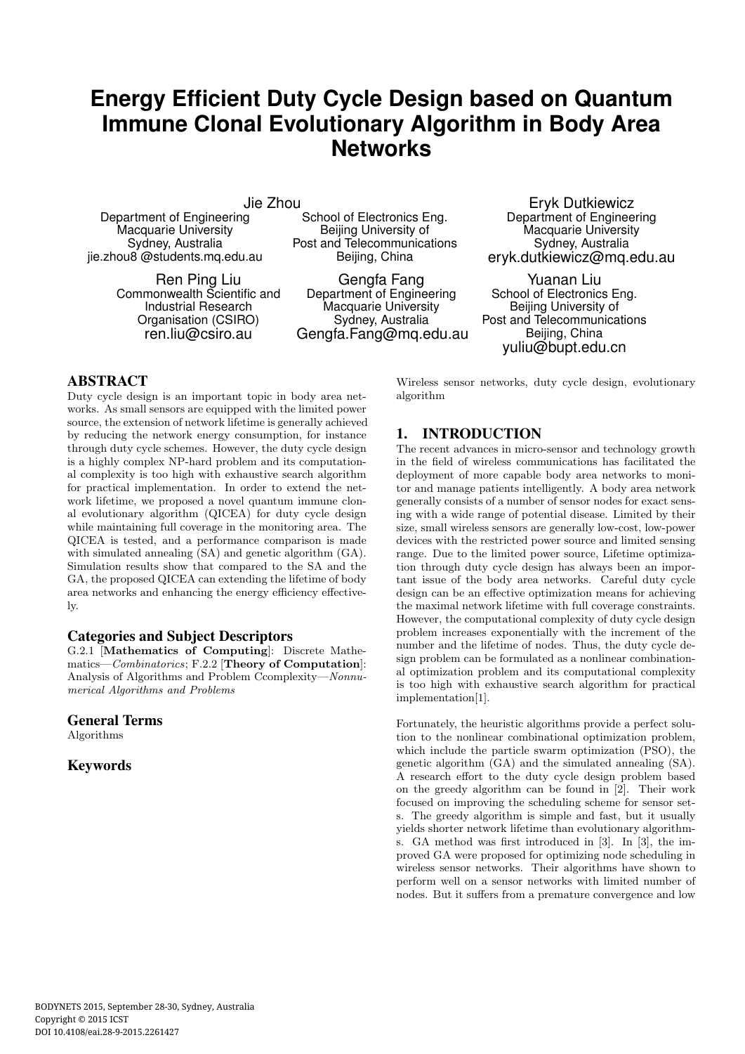# Energy Efficient Duty Cycle Design based on Quantum Immune Clonal Evolutionary Algorithm in Body Area Networks

Jie Zhou
Department of Engineering
Macquarie University
Sydney, Australia
jie.zhou8 @students.mq.edu.au

School of Electronics Eng.
Beijing University of
Post and Telecommunications
Beijing, China

Eryk Dutkiewicz
Department of Engineering
Macquarie University
Sydney, Australia
eryk.dutkiewicz@mq.edu.au

Ren Ping Liu
Commonwealth Scientific and
Industrial Research
Organisation (CSIRO)
ren.liu@csiro.au

Gengfa Fang
Department of Engineering
Macquarie University
Sydney, Australia
Gengfa.Fang@mq.edu.au

Yuanan Liu
School of Electronics Eng.
Beijing University of
Post and Telecommunications
Beijing, China
yuliu@bupt.edu.cn

## ABSTRACT

Duty cycle design is an important topic in body area networks. As small sensors are equipped with the limited power source, the extension of network lifetime is generally achieved by reducing the network energy consumption, for instance through duty cycle schemes. However, the duty cycle design is a highly complex NP-hard problem and its computational complexity is too high with exhaustive search algorithm for practical implementation. In order to extend the network lifetime, we proposed a novel quantum immune clonal evolutionary algorithm (QICEA) for duty cycle design while maintaining full coverage in the monitoring area. The QICEA is tested, and a performance comparison is made with simulated annealing (SA) and genetic algorithm (GA). Simulation results show that compared to the SA and the GA, the proposed QICEA can extending the lifetime of body area networks and enhancing the energy efficiency effectively.

### Categories and Subject Descriptors

G.2.1 [**Mathematics of Computing**]: Discrete Mathematics—*Combinatorics*; F.2.2 [**Theory of Computation**]: Analysis of Algorithms and Problem Ccomplexity—*Nonnumerical Algorithms and Problems*

### General Terms

Algorithms

### Keywords

Wireless sensor networks, duty cycle design, evolutionary algorithm

## 1. INTRODUCTION

The recent advances in micro-sensor and technology growth in the field of wireless communications has facilitated the deployment of more capable body area networks to monitor and manage patients intelligently. A body area network generally consists of a number of sensor nodes for exact sensing with a wide range of potential disease. Limited by their size, small wireless sensors are generally low-cost, low-power devices with the restricted power source and limited sensing range. Due to the limited power source, Lifetime optimization through duty cycle design has always been an important issue of the body area networks. Careful duty cycle design can be an effective optimization means for achieving the maximal network lifetime with full coverage constraints. However, the computational complexity of duty cycle design problem increases exponentially with the increment of the number and the lifetime of nodes. Thus, the duty cycle design problem can be formulated as a nonlinear combinational optimization problem and its computational complexity is too high with exhaustive search algorithm for practical implementation[1].

Fortunately, the heuristic algorithms provide a perfect solution to the nonlinear combinational optimization problem, which include the particle swarm optimization (PSO), the genetic algorithm (GA) and the simulated annealing (SA). A research effort to the duty cycle design problem based on the greedy algorithm can be found in [2]. Their work focused on improving the scheduling scheme for sensor sets. The greedy algorithm is simple and fast, but it usually yields shorter network lifetime than evolutionary algorithms. GA method was first introduced in [3]. In [3], the improved GA were proposed for optimizing node scheduling in wireless sensor networks. Their algorithms have shown to perform well on a sensor networks with limited number of nodes. But it suffers from a premature convergence and low

BODYNETS 2015, September 28-30, Sydney, Australia
Copyright © 2015 ICST
DOI 10.4108/eai.28-9-2015.2261427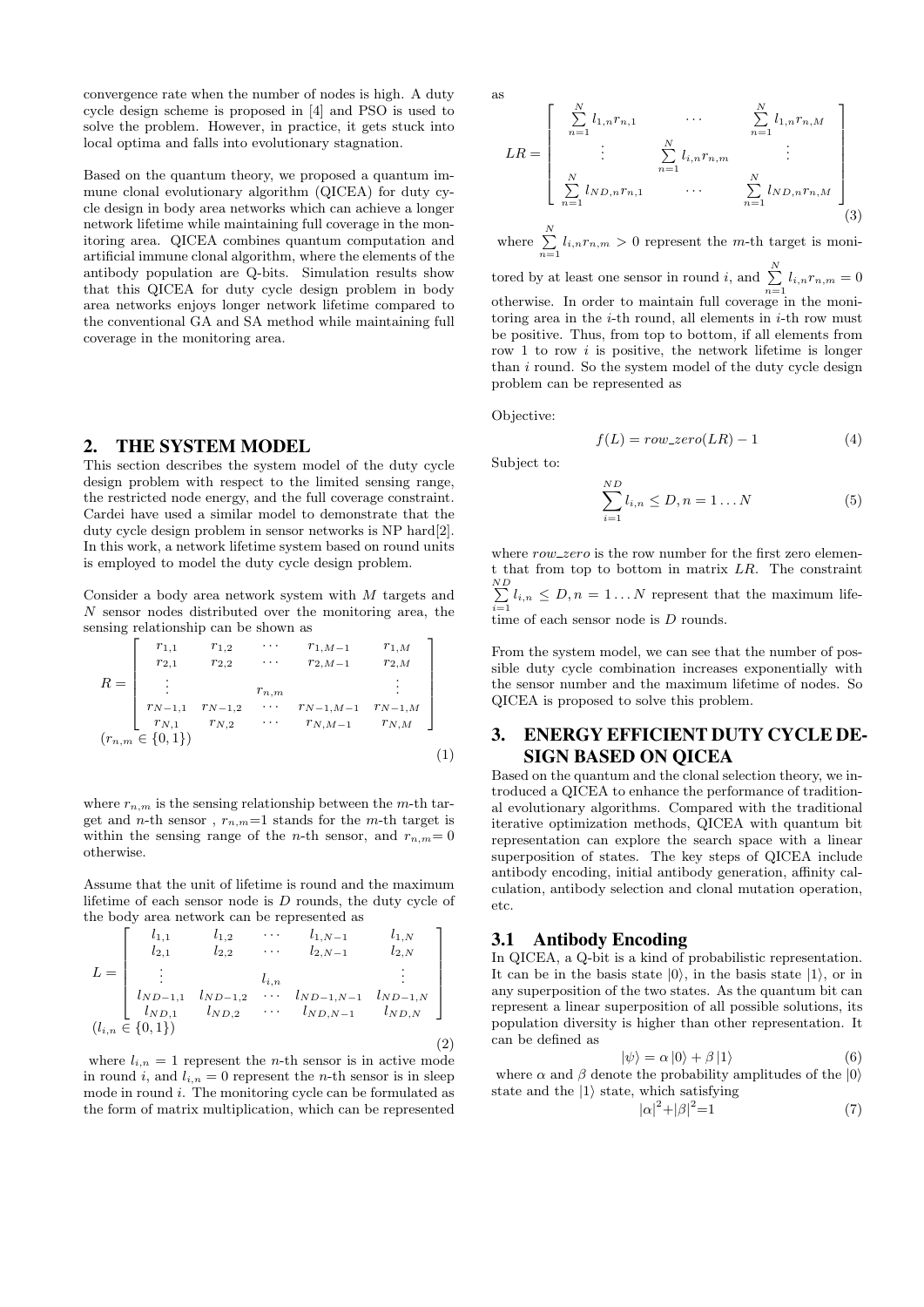convergence rate when the number of nodes is high. A duty cycle design scheme is proposed in [4] and PSO is used to solve the problem. However, in practice, it gets stuck into local optima and falls into evolutionary stagnation.

Based on the quantum theory, we proposed a quantum immune clonal evolutionary algorithm (QICEA) for duty cycle design in body area networks which can achieve a longer network lifetime while maintaining full coverage in the monitoring area. QICEA combines quantum computation and artificial immune clonal algorithm, where the elements of the antibody population are Q-bits. Simulation results show that this QICEA for duty cycle design problem in body area networks enjoys longer network lifetime compared to the conventional GA and SA method while maintaining full coverage in the monitoring area.

## 2. THE SYSTEM MODEL

This section describes the system model of the duty cycle design problem with respect to the limited sensing range, the restricted node energy, and the full coverage constraint. Cardei have used a similar model to demonstrate that the duty cycle design problem in sensor networks is NP hard[2]. In this work, a network lifetime system based on round units is employed to model the duty cycle design problem.

Consider a body area network system with $M$ targets and $N$ sensor nodes distributed over the monitoring area, the sensing relationship can be shown as

$$R = \begin{bmatrix} r_{1,1} & r_{1,2} & \cdots & r_{1,M-1} & r_{1,M} \\ r_{2,1} & r_{2,2} & \cdots & r_{2,M-1} & r_{2,M} \\ \vdots & & r_{n,m} & & \vdots \\ r_{N-1,1} & r_{N-1,2} & \cdots & r_{N-1,M-1} & r_{N-1,M} \\ r_{N,1} & r_{N,2} & \cdots & r_{N,M-1} & r_{N,M} \end{bmatrix}$$
$$(r_{n,m} \in \{0,1\}) \tag{1}$$

where $r_{n,m}$ is the sensing relationship between the $m$-th target and $n$-th sensor , $r_{n,m}$=1 stands for the $m$-th target is within the sensing range of the $n$-th sensor, and $r_{n,m}$= 0 otherwise.

Assume that the unit of lifetime is round and the maximum lifetime of each sensor node is $D$ rounds, the duty cycle of the body area network can be represented as

$$L = \begin{bmatrix} l_{1,1} & l_{1,2} & \cdots & l_{1,N-1} & l_{1,N} \\ l_{2,1} & l_{2,2} & \cdots & l_{2,N-1} & l_{2,N} \\ \vdots & & l_{i,n} & & \vdots \\ l_{ND-1,1} & l_{ND-1,2} & \cdots & l_{ND-1,N-1} & l_{ND-1,N} \\ l_{ND,1} & l_{ND,2} & \cdots & l_{ND,N-1} & l_{ND,N} \end{bmatrix}$$
$$(l_{i,n} \in \{0,1\}) \tag{2}$$

where $l_{i,n} = 1$ represent the $n$-th sensor is in active mode in round $i$, and $l_{i,n} = 0$ represent the $n$-th sensor is in sleep mode in round $i$. The monitoring cycle can be formulated as the form of matrix multiplication, which can be represented as

$$LR = \begin{bmatrix} \sum_{n=1}^{N} l_{1,n}r_{n,1} & \cdots & \sum_{n=1}^{N} l_{1,n}r_{n,M} \\ \vdots & \sum_{n=1}^{N} l_{i,n}r_{n,m} & \vdots \\ \sum_{n=1}^{N} l_{ND,n}r_{n,1} & \cdots & \sum_{n=1}^{N} l_{ND,n}r_{n,M} \end{bmatrix} \tag{3}$$

where $\sum_{n=1}^{N} l_{i,n}r_{n,m} > 0$ represent the $m$-th target is monitored by at least one sensor in round $i$, and $\sum_{n=1}^{N} l_{i,n}r_{n,m} = 0$ otherwise. In order to maintain full coverage in the monitoring area in the $i$-th round, all elements in $i$-th row must be positive. Thus, from top to bottom, if all elements from row 1 to row $i$ is positive, the network lifetime is longer than $i$ round. So the system model of the duty cycle design problem can be represented as

Objective:

$$f(L) = row\_zero(LR) - 1 \tag{4}$$

Subject to:

$$\sum_{i=1}^{ND} l_{i,n} \leq D, n = 1 \ldots N \tag{5}$$

where $row\_zero$ is the row number for the first zero element that from top to bottom in matrix $LR$. The constraint $\sum_{i=1}^{ND} l_{i,n} \leq D, n = 1 \ldots N$ represent that the maximum lifetime of each sensor node is $D$ rounds.

From the system model, we can see that the number of possible duty cycle combination increases exponentially with the sensor number and the maximum lifetime of nodes. So QICEA is proposed to solve this problem.

## 3. ENERGY EFFICIENT DUTY CYCLE DESIGN BASED ON QICEA

Based on the quantum and the clonal selection theory, we introduced a QICEA to enhance the performance of traditional evolutionary algorithms. Compared with the traditional iterative optimization methods, QICEA with quantum bit representation can explore the search space with a linear superposition of states. The key steps of QICEA include antibody encoding, initial antibody generation, affinity calculation, antibody selection and clonal mutation operation, etc.

### 3.1 Antibody Encoding

In QICEA, a Q-bit is a kind of probabilistic representation. It can be in the basis state $|0\rangle$, in the basis state $|1\rangle$, or in any superposition of the two states. As the quantum bit can represent a linear superposition of all possible solutions, its population diversity is higher than other representation. It can be defined as

$$|\psi\rangle = \alpha |0\rangle + \beta |1\rangle \tag{6}$$

where $\alpha$ and $\beta$ denote the probability amplitudes of the $|0\rangle$ state and the $|1\rangle$ state, which satisfying

$$|\alpha|^2 + |\beta|^2 = 1 \tag{7}$$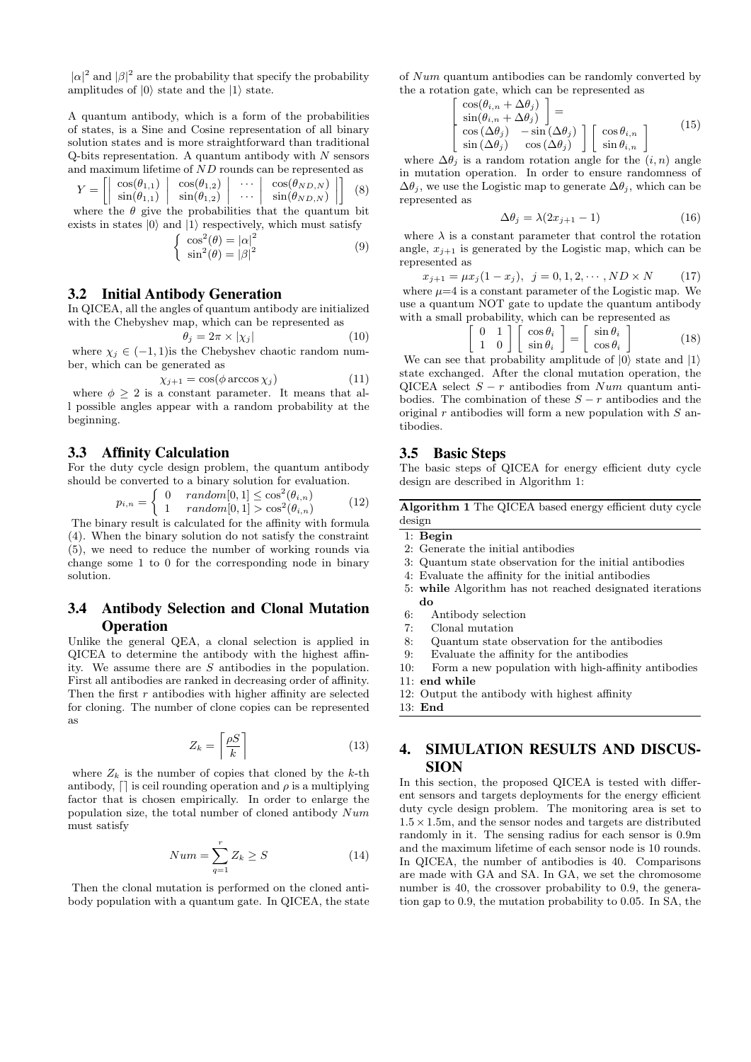$|\alpha|^2$ and $|\beta|^2$ are the probability that specify the probability amplitudes of $|0\rangle$ state and the $|1\rangle$ state.

A quantum antibody, which is a form of the probabilities of states, is a Sine and Cosine representation of all binary solution states and is more straightforward than traditional Q-bits representation. A quantum antibody with $N$ sensors and maximum lifetime of $ND$ rounds can be represented as

$$Y = \left[ \left| \begin{array}{c} \cos(\theta_{1,1}) \\ \sin(\theta_{1,1}) \end{array} \right| \begin{array}{c} \cos(\theta_{1,2}) \\ \sin(\theta_{1,2}) \end{array} \left| \begin{array}{c} \cdots \\ \cdots \end{array} \right| \begin{array}{c} \cos(\theta_{ND,N}) \\ \sin(\theta_{ND,N}) \end{array} \right| \right] \quad (8)$$

where the $\theta$ give the probabilities that the quantum bit exists in states $|0\rangle$ and $|1\rangle$ respectively, which must satisfy

$$\left\{ \begin{array}{l} \cos^2(\theta) = |\alpha|^2 \\ \sin^2(\theta) = |\beta|^2 \end{array} \right. \quad (9)$$

## 3.2 Initial Antibody Generation

In QICEA, all the angles of quantum antibody are initialized with the Chebyshev map, which can be represented as

$$\theta_j = 2\pi \times |\chi_j| \quad (10)$$

where $\chi_j \in (-1, 1)$is the Chebyshev chaotic random number, which can be generated as

$$\chi_{j+1} = \cos(\phi \arccos \chi_j) \quad (11)$$

where $\phi \geq 2$ is a constant parameter. It means that all possible angles appear with a random probability at the beginning.

## 3.3 Affinity Calculation

For the duty cycle design problem, the quantum antibody should be converted to a binary solution for evaluation.

$$p_{i,n} = \left\{ \begin{array}{ll} 0 & random[0, 1] \leq \cos^2(\theta_{i,n}) \\ 1 & random[0, 1] > \cos^2(\theta_{i,n}) \end{array} \right. \quad (12)$$

The binary result is calculated for the affinity with formula (4). When the binary solution do not satisfy the constraint (5), we need to reduce the number of working rounds via change some 1 to 0 for the corresponding node in binary solution.

## 3.4 Antibody Selection and Clonal Mutation Operation

Unlike the general QEA, a clonal selection is applied in QICEA to determine the antibody with the highest affinity. We assume there are $S$ antibodies in the population. First all antibodies are ranked in decreasing order of affinity. Then the first $r$ antibodies with higher affinity are selected for cloning. The number of clone copies can be represented as

$$Z_k = \left\lceil \frac{\rho S}{k} \right\rceil \quad (13)$$

where $Z_k$ is the number of copies that cloned by the $k$-th antibody, $\lceil\rceil$ is ceil rounding operation and $\rho$ is a multiplying factor that is chosen empirically. In order to enlarge the population size, the total number of cloned antibody $Num$ must satisfy

$$Num = \sum_{q=1}^{r} Z_k \geq S \quad (14)$$

Then the clonal mutation is performed on the cloned antibody population with a quantum gate. In QICEA, the state of $Num$ quantum antibodies can be randomly converted by the a rotation gate, which can be represented as

$$\left[ \begin{array}{c} \cos(\theta_{i,n} + \Delta\theta_j) \\ \sin(\theta_{i,n} + \Delta\theta_j) \end{array} \right] = \left[ \begin{array}{cc} \cos(\Delta\theta_j) & -\sin(\Delta\theta_j) \\ \sin(\Delta\theta_j) & \cos(\Delta\theta_j) \end{array} \right] \left[ \begin{array}{c} \cos\theta_{i,n} \\ \sin\theta_{i,n} \end{array} \right] \quad (15)$$

where $\Delta\theta_j$ is a random rotation angle for the $(i, n)$ angle in mutation operation. In order to ensure randomness of $\Delta\theta_j$, we use the Logistic map to generate $\Delta\theta_j$, which can be represented as

$$\Delta\theta_j = \lambda(2x_{j+1} - 1) \quad (16)$$

where $\lambda$ is a constant parameter that control the rotation angle, $x_{j+1}$ is generated by the Logistic map, which can be represented as

$$x_{j+1} = \mu x_j(1 - x_j), \;\; j = 0, 1, 2, \cdots, ND \times N \quad (17)$$

where $\mu$=4 is a constant parameter of the Logistic map. We use a quantum NOT gate to update the quantum antibody with a small probability, which can be represented as

$$\left[ \begin{array}{cc} 0 & 1 \\ 1 & 0 \end{array} \right] \left[ \begin{array}{c} \cos\theta_i \\ \sin\theta_i \end{array} \right] = \left[ \begin{array}{c} \sin\theta_i \\ \cos\theta_i \end{array} \right] \quad (18)$$

We can see that probability amplitude of $|0\rangle$ state and $|1\rangle$ state exchanged. After the clonal mutation operation, the QICEA select $S - r$ antibodies from $Num$ quantum antibodies. The combination of these $S - r$ antibodies and the original $r$ antibodies will form a new population with $S$ antibodies.

## 3.5 Basic Steps

The basic steps of QICEA for energy efficient duty cycle design are described in Algorithm 1:

**Algorithm 1** The QICEA based energy efficient duty cycle design

```
1: Begin
2: Generate the initial antibodies
3: Quantum state observation for the initial antibodies
4: Evaluate the affinity for the initial antibodies
5: while Algorithm has not reached designated iterations do
6:    Antibody selection
7:    Clonal mutation
8:    Quantum state observation for the antibodies
9:    Evaluate the affinity for the antibodies
10:   Form a new population with high-affinity antibodies
11: end while
12: Output the antibody with highest affinity
13: End
```

# 4. SIMULATION RESULTS AND DISCUSSION

In this section, the proposed QICEA is tested with different sensors and targets deployments for the energy efficient duty cycle design problem. The monitoring area is set to $1.5 \times 1.5$m, and the sensor nodes and targets are distributed randomly in it. The sensing radius for each sensor is 0.9m and the maximum lifetime of each sensor node is 10 rounds. In QICEA, the number of antibodies is 40. Comparisons are made with GA and SA. In GA, we set the chromosome number is 40, the crossover probability to 0.9, the generation gap to 0.9, the mutation probability to 0.05. In SA, the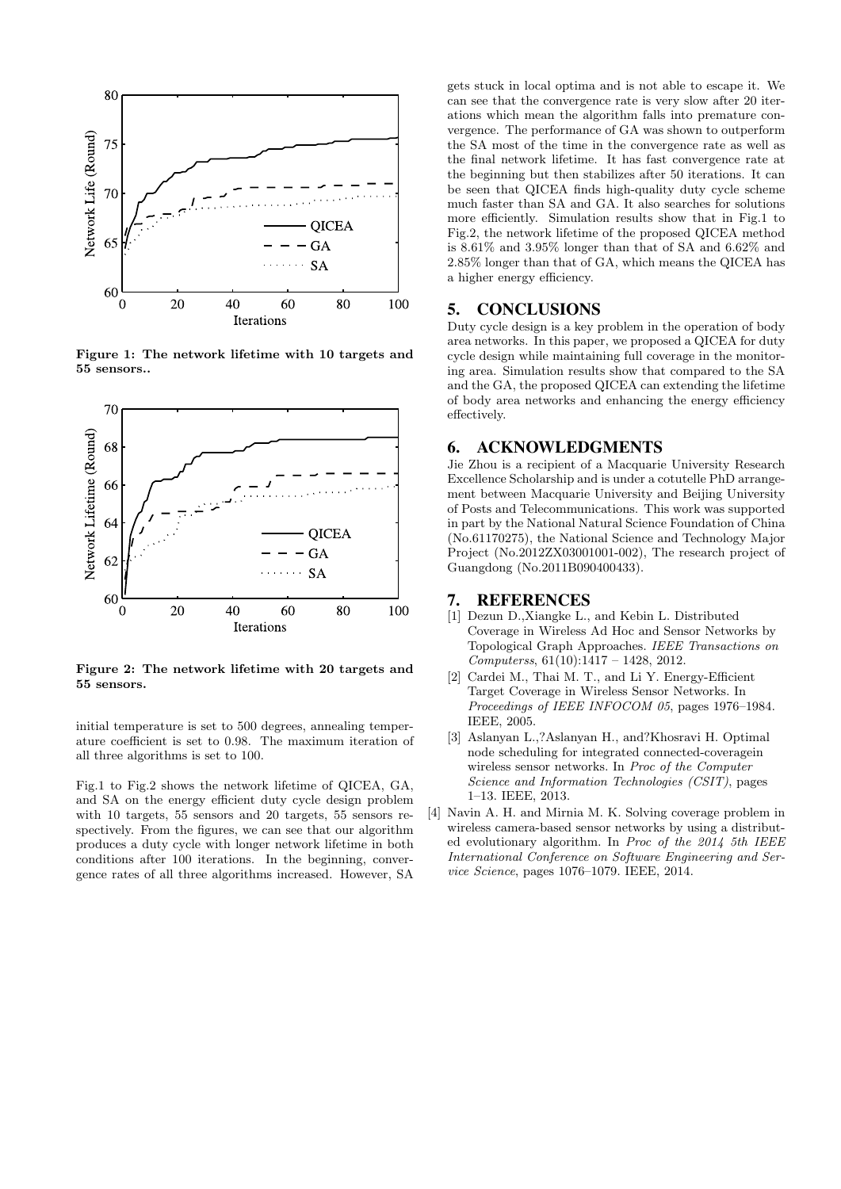80

75

70

65

60

Network Life (Round)

0 20 40 60 80 100

Iterations

QICEA

GA

SA

**Figure 1: The network lifetime with 10 targets and 55 sensors..**

70

68

66

64

62

60

Network Lifetime (Round)

0 20 40 60 80 100

Iterations

QICEA

GA

SA

**Figure 2: The network lifetime with 20 targets and 55 sensors.**

initial temperature is set to 500 degrees, annealing temperature coefficient is set to 0.98. The maximum iteration of all three algorithms is set to 100.

Fig.1 to Fig.2 shows the network lifetime of QICEA, GA, and SA on the energy efficient duty cycle design problem with 10 targets, 55 sensors and 20 targets, 55 sensors respectively. From the figures, we can see that our algorithm produces a duty cycle with longer network lifetime in both conditions after 100 iterations. In the beginning, convergence rates of all three algorithms increased. However, SA gets stuck in local optima and is not able to escape it. We can see that the convergence rate is very slow after 20 iterations which mean the algorithm falls into premature convergence. The performance of GA was shown to outperform the SA most of the time in the convergence rate as well as the final network lifetime. It has fast convergence rate at the beginning but then stabilizes after 50 iterations. It can be seen that QICEA finds high-quality duty cycle scheme much faster than SA and GA. It also searches for solutions more efficiently. Simulation results show that in Fig.1 to Fig.2, the network lifetime of the proposed QICEA method is 8.61% and 3.95% longer than that of SA and 6.62% and 2.85% longer than that of GA, which means the QICEA has a higher energy efficiency.

## 5. CONCLUSIONS

Duty cycle design is a key problem in the operation of body area networks. In this paper, we proposed a QICEA for duty cycle design while maintaining full coverage in the monitoring area. Simulation results show that compared to the SA and the GA, the proposed QICEA can extending the lifetime of body area networks and enhancing the energy efficiency effectively.

## 6. ACKNOWLEDGMENTS

Jie Zhou is a recipient of a Macquarie University Research Excellence Scholarship and is under a cotutelle PhD arrangement between Macquarie University and Beijing University of Posts and Telecommunications. This work was supported in part by the National Natural Science Foundation of China (No.61170275), the National Science and Technology Major Project (No.2012ZX03001001-002), The research project of Guangdong (No.2011B090400433).

## 7. REFERENCES

[1] Dezun D.,Xiangke L., and Kebin L. Distributed Coverage in Wireless Ad Hoc and Sensor Networks by Topological Graph Approaches. *IEEE Transactions on Computerss*, 61(10):1417 – 1428, 2012.

[2] Cardei M., Thai M. T., and Li Y. Energy-Efficient Target Coverage in Wireless Sensor Networks. In *Proceedings of IEEE INFOCOM 05*, pages 1976–1984. IEEE, 2005.

[3] Aslanyan L.,?Aslanyan H., and?Khosravi H. Optimal node scheduling for integrated connected-coveragein wireless sensor networks. In *Proc of the Computer Science and Information Technologies (CSIT)*, pages 1–13. IEEE, 2013.

[4] Navin A. H. and Mirnia M. K. Solving coverage problem in wireless camera-based sensor networks by using a distributed evolutionary algorithm. In *Proc of the 2014 5th IEEE International Conference on Software Engineering and Service Science*, pages 1076–1079. IEEE, 2014.